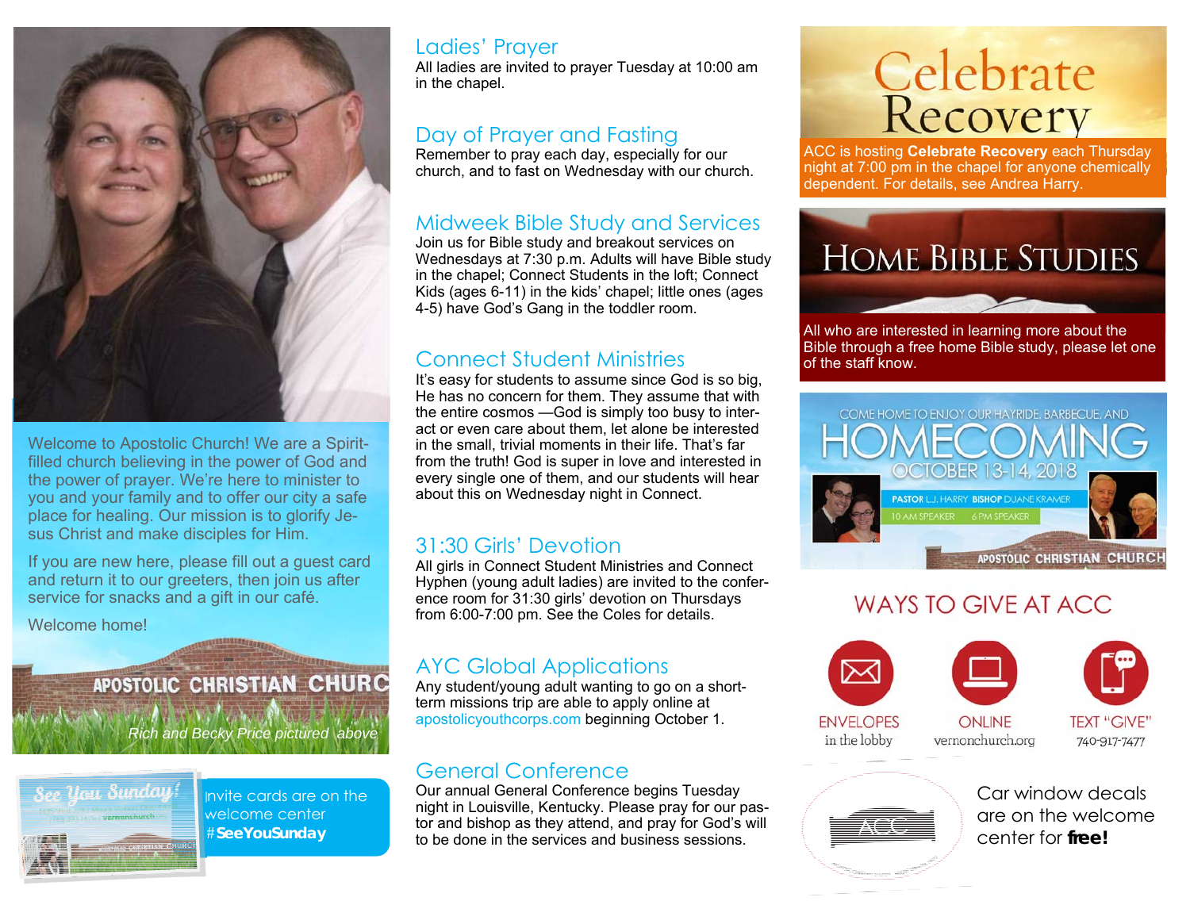Welcome to Apostolic Church! We are a Spirit-filled church believing in the power of God and the power of prayer. We're here to minister to you and your family and to offer our city a safe place for healing. Our mission is to glorify Jesus Christ and make disciples for Him.

If you are new here, please fill out a guest card and return it to our greeters, then join us after service for snacks and a gift in our café.

Welcome home!

*Rich and Becky Price pictured above*

Invite cards are on the welcome center **#SeeYouSunday**

## Ladies' Prayer

All ladies are invited to prayer Tuesday at 10:00 am in the chapel.

## Day of Prayer and Fasting

Remember to pray each day, especially for our church, and to fast on Wednesday with our church.

## Midweek Bible Study and Services

Join us for Bible study and breakout services on Wednesdays at 7:30 p.m. Adults will have Bible study in the chapel; Connect Students in the loft; Connect Kids (ages 6-11) in the kids' chapel; little ones (ages 4-5) have God's Gang in the toddler room.

## Connect Student Ministries

It's easy for students to assume since God is so big, He has no concern for them. They assume that with the entire cosmos —God is simply too busy to interact or even care about them, let alone be interested in the small, trivial moments in their life. That's far from the truth! God is super in love and interested in every single one of them, and our students will hear about this on Wednesday night in Connect.

## 31:30 Girls' Devotion

All girls in Connect Student Ministries and Connect Hyphen (young adult ladies) are invited to the conference room for 31:30 girls' devotion on Thursdays from 6:00-7:00 pm. See the Coles for details.

## AYC Global Applications

Any student/young adult wanting to go on a short-term missions trip are able to apply online at apostolicyouthcorps.com beginning October 1.

## General Conference

Our annual General Conference begins Tuesday night in Louisville, Kentucky. Please pray for our pastor and bishop as they attend, and pray for God's will to be done in the services and business sessions.

## Celebrate Recovery

ACC is hosting **Celebrate Recovery** each Thursday night at 7:00 pm in the chapel for anyone chemically dependent. For details, see Andrea Harry.

## Home Bible Studies

All who are interested in learning more about the Bible through a free home Bible study, please let one of the staff know.

## Homecoming

COME HOME TO ENJOY OUR HAYRIDE, BARBECUE, AND HOMECOMING

OCTOBER 13-14, 2018

PASTOR L.J. HARRY — 10 AM SPEAKER
BISHOP DUANE KRAMER — 6 PM SPEAKER

APOSTOLIC CHRISTIAN CHURCH

## WAYS TO GIVE AT ACC

- **ENVELOPES** — in the lobby
- **ONLINE** — vernonchurch.org
- **TEXT "GIVE"** — 740-917-7477

Car window decals are on the welcome center for **free!**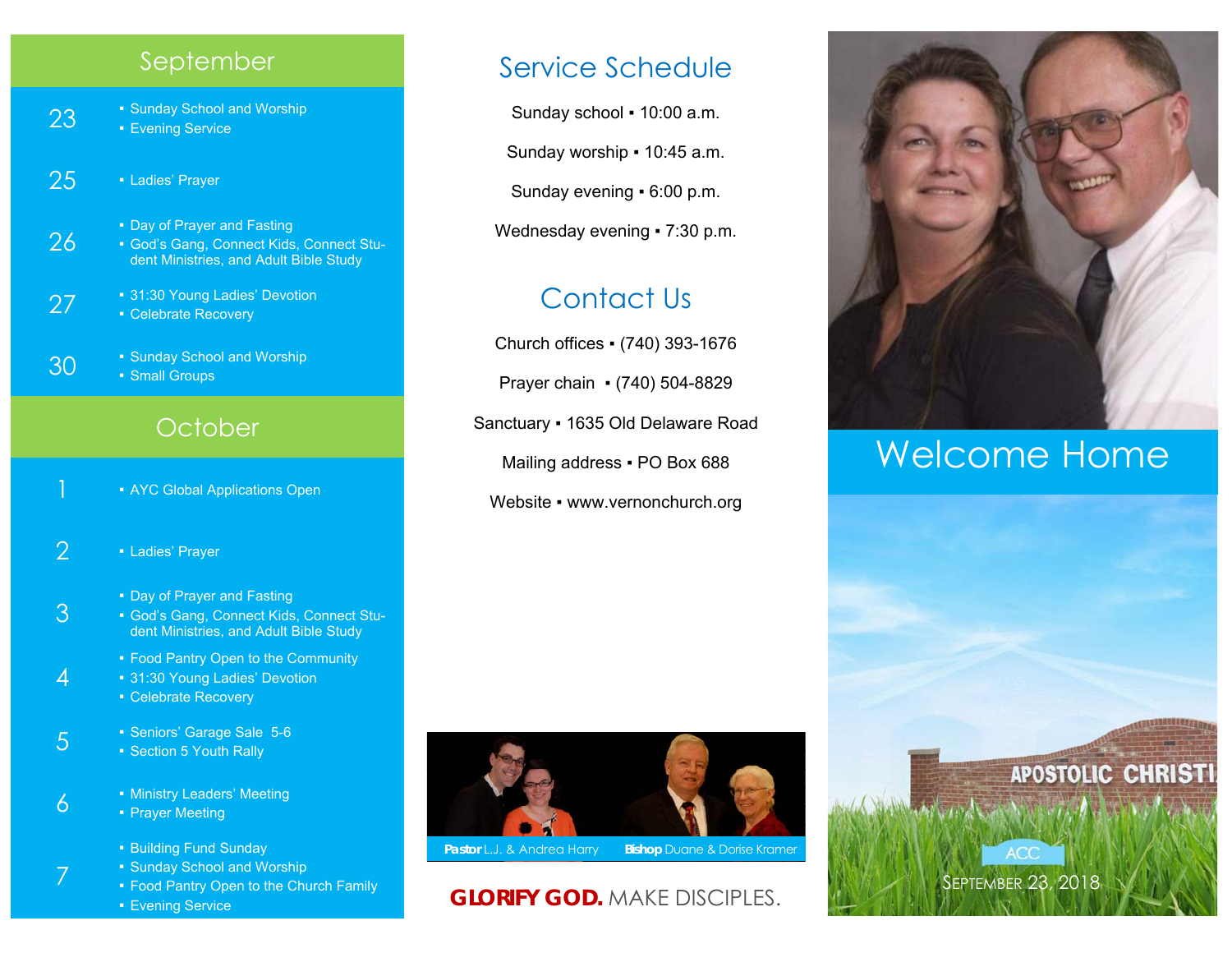## September

**23**
- Sunday School and Worship
- Evening Service

**25**
- Ladies' Prayer

**26**
- Day of Prayer and Fasting
- God's Gang, Connect Kids, Connect Student Ministries, and Adult Bible Study

**27**
- 31:30 Young Ladies' Devotion
- Celebrate Recovery

**30**
- Sunday School and Worship
- Small Groups

## October

**1**
- AYC Global Applications Open

**2**
- Ladies' Prayer

**3**
- Day of Prayer and Fasting
- God's Gang, Connect Kids, Connect Student Ministries, and Adult Bible Study

**4**
- Food Pantry Open to the Community
- 31:30 Young Ladies' Devotion
- Celebrate Recovery

**5**
- Seniors' Garage Sale 5-6
- Section 5 Youth Rally

**6**
- Ministry Leaders' Meeting
- Prayer Meeting

**7**
- Building Fund Sunday
- Sunday School and Worship
- Food Pantry Open to the Church Family
- Evening Service

## Service Schedule

Sunday school ▪ 10:00 a.m.

Sunday worship ▪ 10:45 a.m.

Sunday evening ▪ 6:00 p.m.

Wednesday evening ▪ 7:30 p.m.

## Contact Us

Church offices ▪ (740) 393-1676

Prayer chain ▪ (740) 504-8829

Sanctuary ▪ 1635 Old Delaware Road

Mailing address ▪ PO Box 688

Website ▪ www.vernonchurch.org

**Pastor** L.J. & Andrea Harry   **Bishop** Duane & Dorise Kramer

**GLORIFY GOD.** MAKE DISCIPLES.

# Welcome Home

APOSTOLIC CHRISTI

ACC

SEPTEMBER 23, 2018